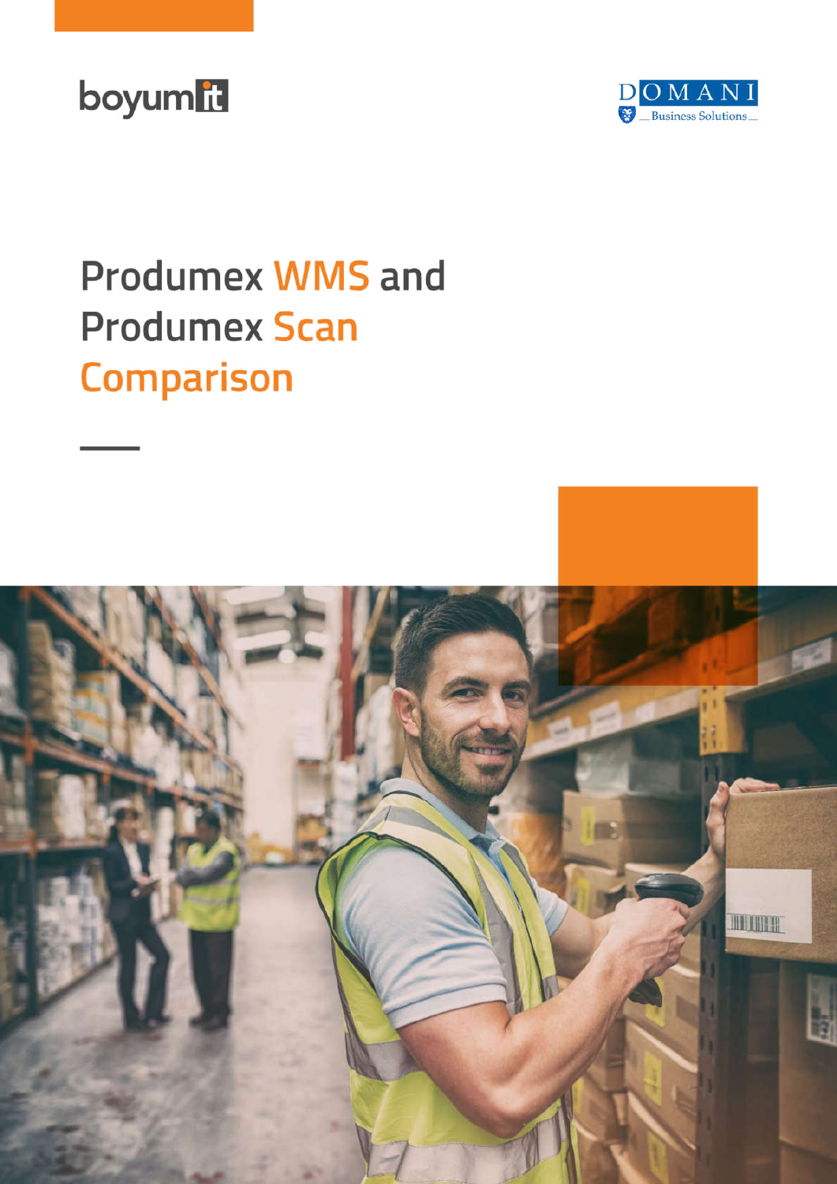boyum it

DOMANI Business Solutions

# Produmex WMS and Produmex Scan Comparison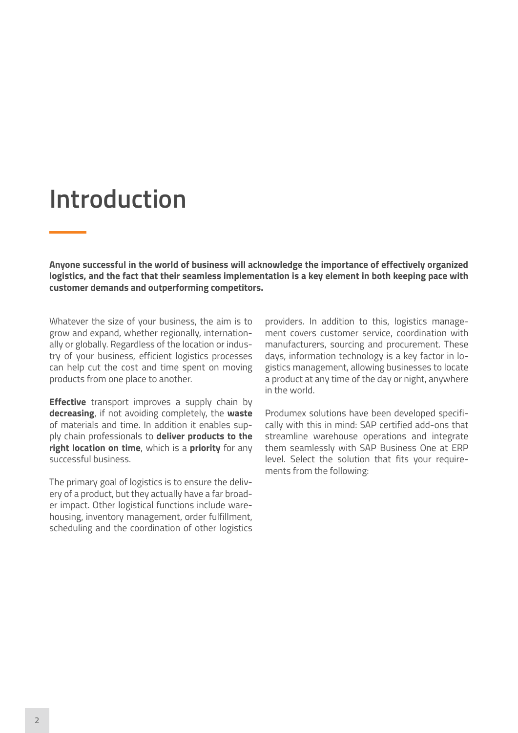# Introduction

**Anyone successful in the world of business will acknowledge the importance of effectively organized logistics, and the fact that their seamless implementation is a key element in both keeping pace with customer demands and outperforming competitors.**

Whatever the size of your business, the aim is to grow and expand, whether regionally, internationally or globally. Regardless of the location or industry of your business, efficient logistics processes can help cut the cost and time spent on moving products from one place to another.

**Effective** transport improves a supply chain by **decreasing**, if not avoiding completely, the **waste** of materials and time. In addition it enables supply chain professionals to **deliver products to the right location on time**, which is a **priority** for any successful business.

The primary goal of logistics is to ensure the delivery of a product, but they actually have a far broader impact. Other logistical functions include warehousing, inventory management, order fulfillment, scheduling and the coordination of other logistics providers. In addition to this, logistics management covers customer service, coordination with manufacturers, sourcing and procurement. These days, information technology is a key factor in logistics management, allowing businesses to locate a product at any time of the day or night, anywhere in the world.

Produmex solutions have been developed specifically with this in mind: SAP certified add-ons that streamline warehouse operations and integrate them seamlessly with SAP Business One at ERP level. Select the solution that fits your requirements from the following: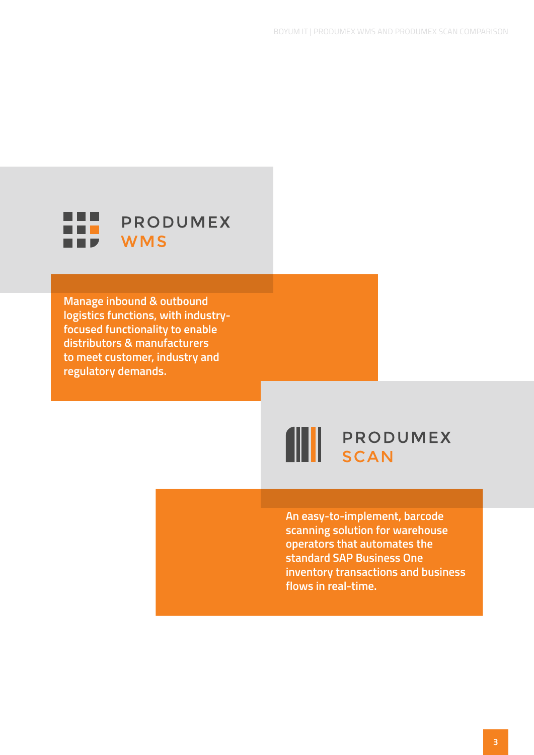## PRODUMEX WMS

Manage inbound & outbound logistics functions, with industry-focused functionality to enable distributors & manufacturers to meet customer, industry and regulatory demands.

## PRODUMEX SCAN

An easy-to-implement, barcode scanning solution for warehouse operators that automates the standard SAP Business One inventory transactions and business flows in real-time.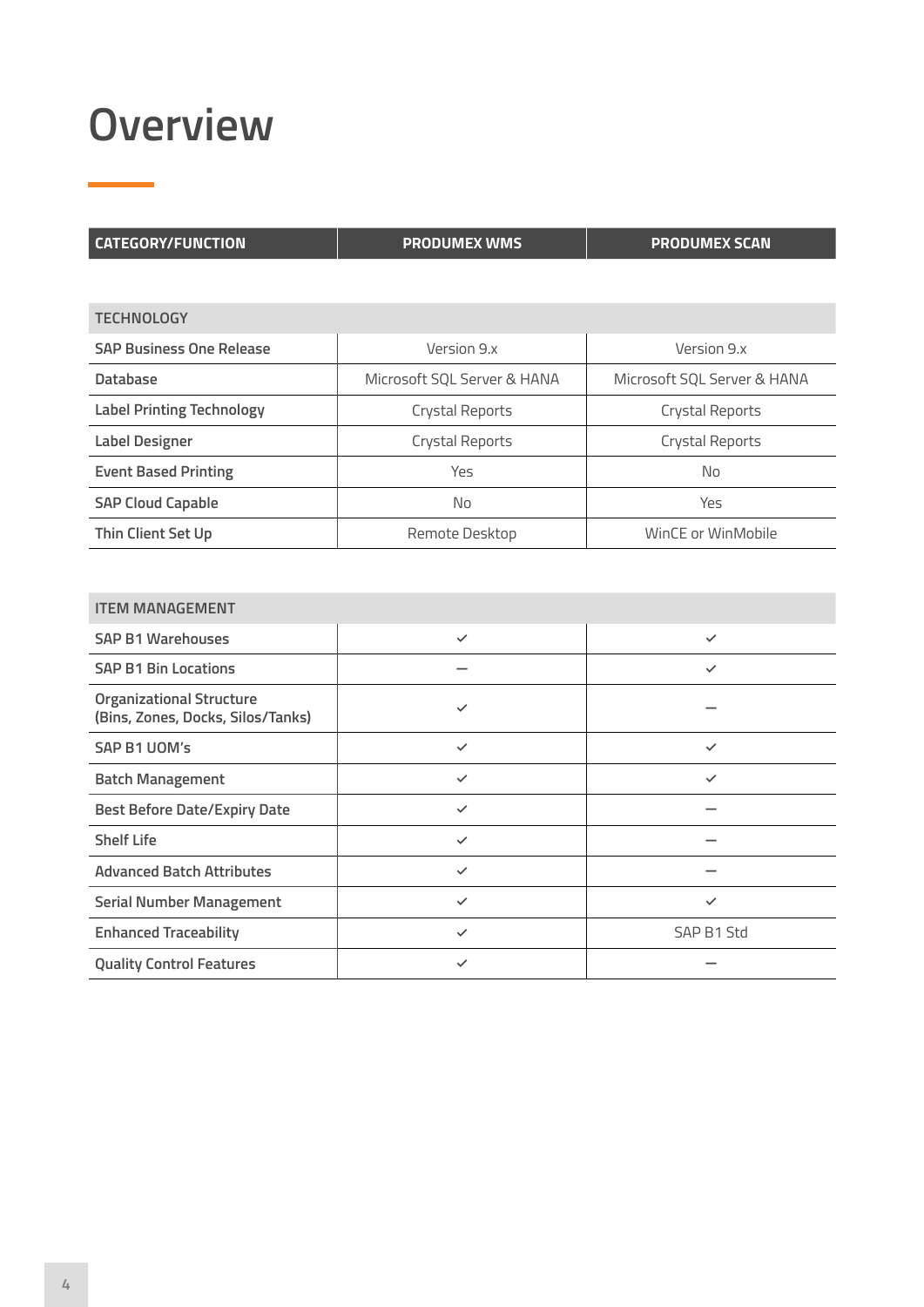# Overview

| CATEGORY/FUNCTION | PRODUMEX WMS | PRODUMEX SCAN |
|---|---|---|
| **TECHNOLOGY** | | |
| SAP Business One Release | Version 9.x | Version 9.x |
| Database | Microsoft SQL Server & HANA | Microsoft SQL Server & HANA |
| Label Printing Technology | Crystal Reports | Crystal Reports |
| Label Designer | Crystal Reports | Crystal Reports |
| Event Based Printing | Yes | No |
| SAP Cloud Capable | No | Yes |
| Thin Client Set Up | Remote Desktop | WinCE or WinMobile |
| **ITEM MANAGEMENT** | | |
| SAP B1 Warehouses | ✓ | ✓ |
| SAP B1 Bin Locations | – | ✓ |
| Organizational Structure (Bins, Zones, Docks, Silos/Tanks) | ✓ | – |
| SAP B1 UOM's | ✓ | ✓ |
| Batch Management | ✓ | ✓ |
| Best Before Date/Expiry Date | ✓ | – |
| Shelf Life | ✓ | – |
| Advanced Batch Attributes | ✓ | – |
| Serial Number Management | ✓ | ✓ |
| Enhanced Traceability | ✓ | SAP B1 Std |
| Quality Control Features | ✓ | – |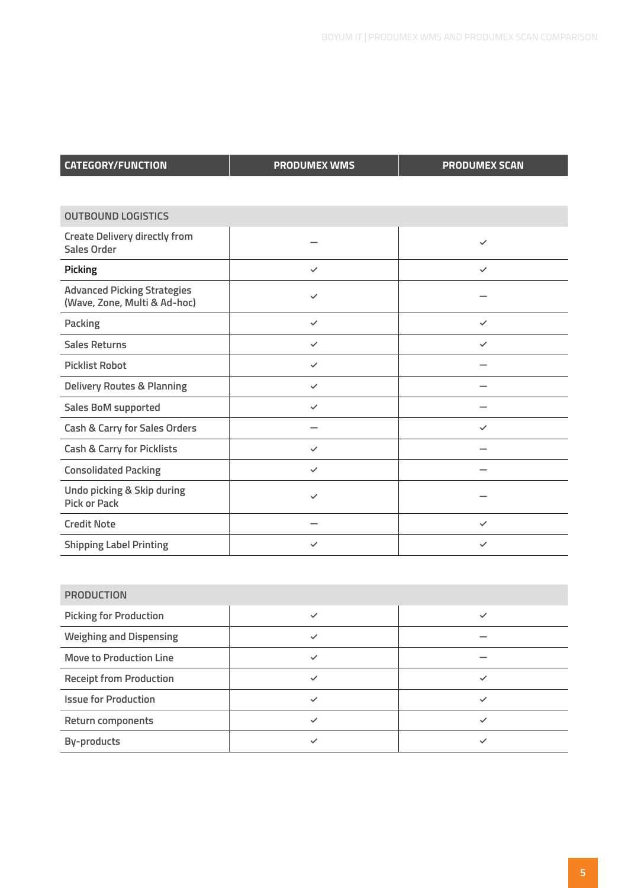| CATEGORY/FUNCTION | PRODUMEX WMS | PRODUMEX SCAN |
| --- | --- | --- |
| OUTBOUND LOGISTICS | | |
| Create Delivery directly from Sales Order | – | ✓ |
| **Picking** | ✓ | ✓ |
| Advanced Picking Strategies (Wave, Zone, Multi & Ad-hoc) | ✓ | – |
| Packing | ✓ | ✓ |
| Sales Returns | ✓ | ✓ |
| Picklist Robot | ✓ | – |
| Delivery Routes & Planning | ✓ | – |
| Sales BoM supported | ✓ | – |
| Cash & Carry for Sales Orders | – | ✓ |
| Cash & Carry for Picklists | ✓ | – |
| Consolidated Packing | ✓ | – |
| Undo picking & Skip during Pick or Pack | ✓ | – |
| Credit Note | – | ✓ |
| Shipping Label Printing | ✓ | ✓ |
| PRODUCTION | | |
| Picking for Production | ✓ | ✓ |
| Weighing and Dispensing | ✓ | – |
| Move to Production Line | ✓ | – |
| Receipt from Production | ✓ | ✓ |
| Issue for Production | ✓ | ✓ |
| Return components | ✓ | ✓ |
| By-products | ✓ | ✓ |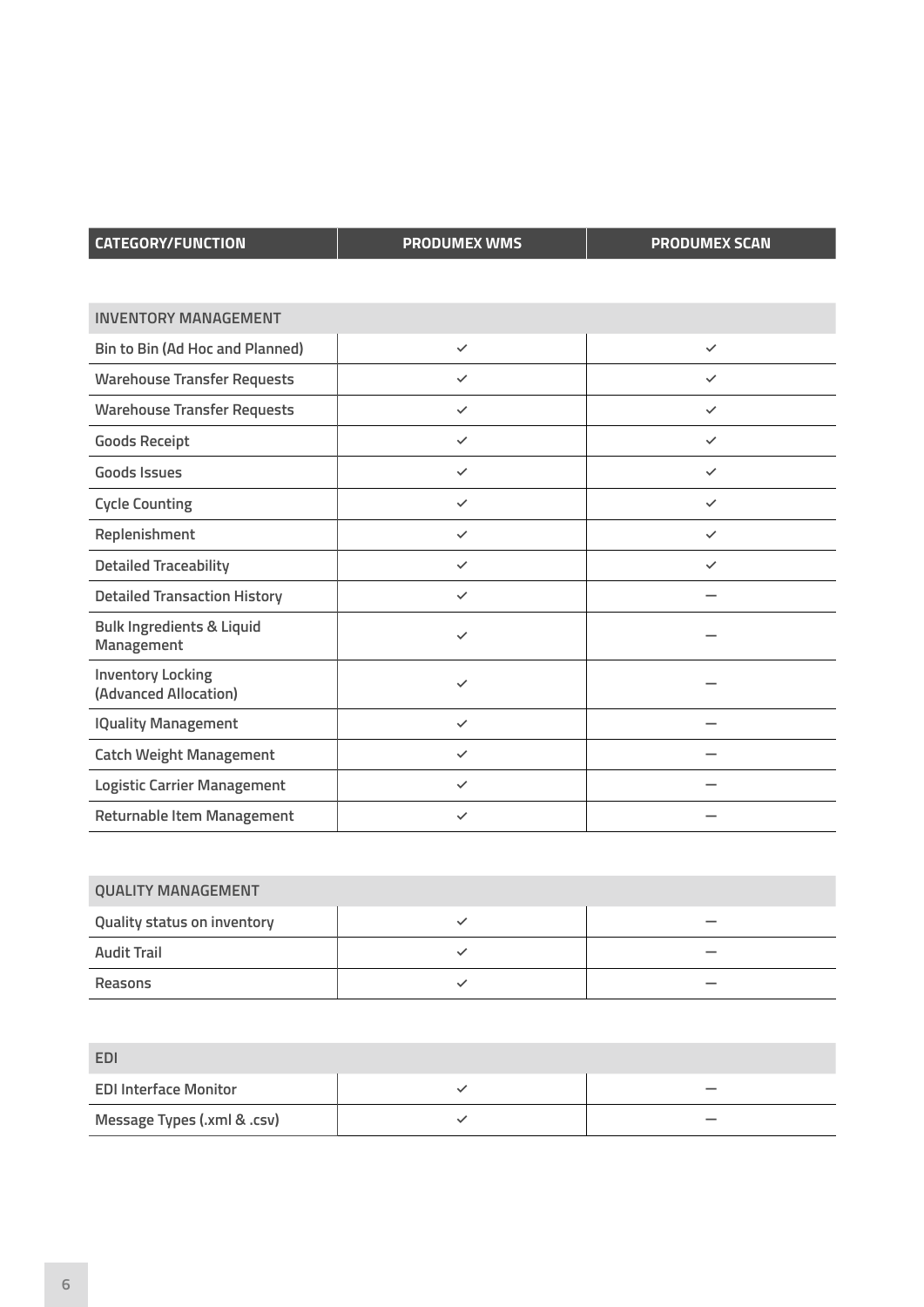| CATEGORY/FUNCTION | PRODUMEX WMS | PRODUMEX SCAN |
|---|---|---|
| **INVENTORY MANAGEMENT** | | |
| Bin to Bin (Ad Hoc and Planned) | ✓ | ✓ |
| Warehouse Transfer Requests | ✓ | ✓ |
| Warehouse Transfer Requests | ✓ | ✓ |
| Goods Receipt | ✓ | ✓ |
| Goods Issues | ✓ | ✓ |
| Cycle Counting | ✓ | ✓ |
| Replenishment | ✓ | ✓ |
| Detailed Traceability | ✓ | ✓ |
| Detailed Transaction History | ✓ | – |
| Bulk Ingredients & Liquid Management | ✓ | – |
| Inventory Locking (Advanced Allocation) | ✓ | – |
| IQuality Management | ✓ | – |
| Catch Weight Management | ✓ | – |
| Logistic Carrier Management | ✓ | – |
| Returnable Item Management | ✓ | – |
| **QUALITY MANAGEMENT** | | |
| Quality status on inventory | ✓ | – |
| Audit Trail | ✓ | – |
| Reasons | ✓ | – |
| **EDI** | | |
| EDI Interface Monitor | ✓ | – |
| Message Types (.xml & .csv) | ✓ | – |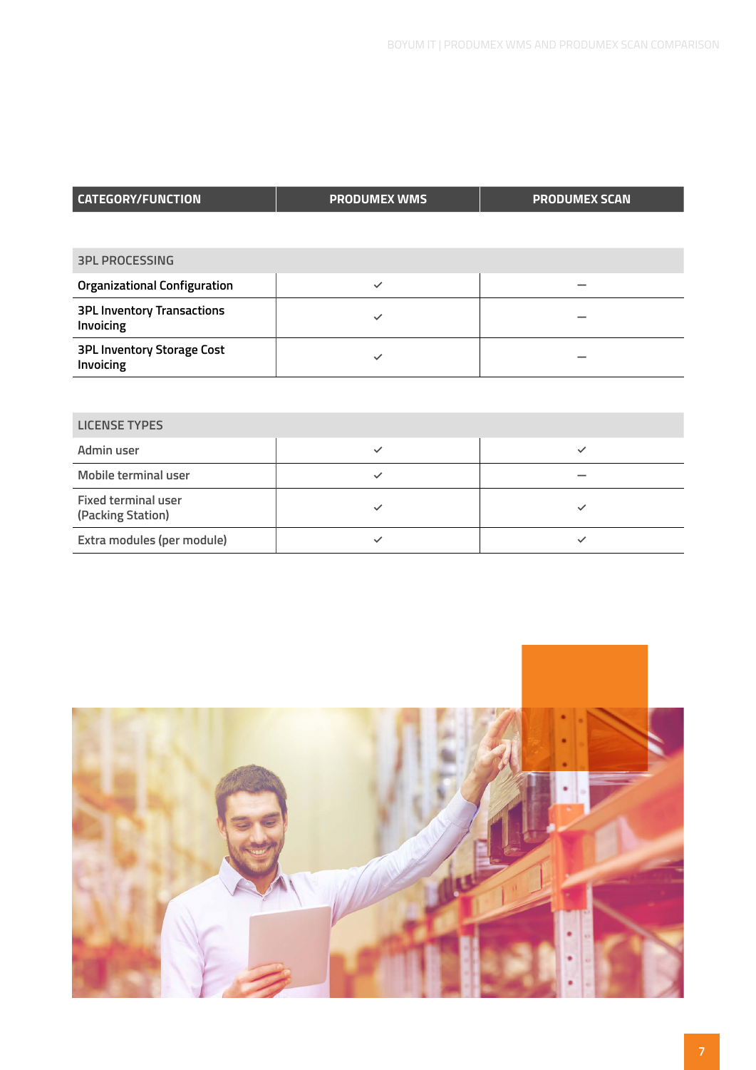| CATEGORY/FUNCTION | PRODUMEX WMS | PRODUMEX SCAN |
|---|---|---|
| **3PL PROCESSING** | | |
| Organizational Configuration | ✓ | – |
| 3PL Inventory Transactions Invoicing | ✓ | – |
| 3PL Inventory Storage Cost Invoicing | ✓ | – |
| **LICENSE TYPES** | | |
| Admin user | ✓ | ✓ |
| Mobile terminal user | ✓ | – |
| Fixed terminal user (Packing Station) | ✓ | ✓ |
| Extra modules (per module) | ✓ | ✓ |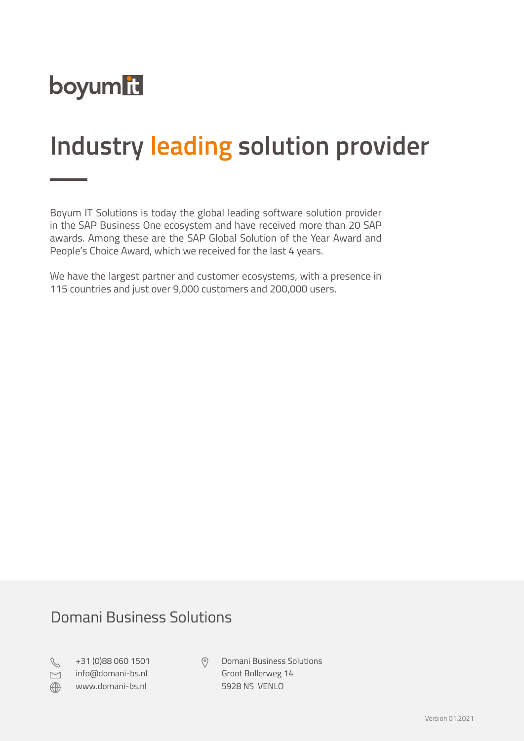boyum it

# Industry leading solution provider

Boyum IT Solutions is today the global leading software solution provider in the SAP Business One ecosystem and have received more than 20 SAP awards. Among these are the SAP Global Solution of the Year Award and People's Choice Award, which we received for the last 4 years.

We have the largest partner and customer ecosystems, with a presence in 115 countries and just over 9,000 customers and 200,000 users.

## Domani Business Solutions

+31 (0)88 060 1501
info@domani-bs.nl
www.domani-bs.nl

Domani Business Solutions
Groot Bollerweg 14
5928 NS VENLO

Version 01.2021